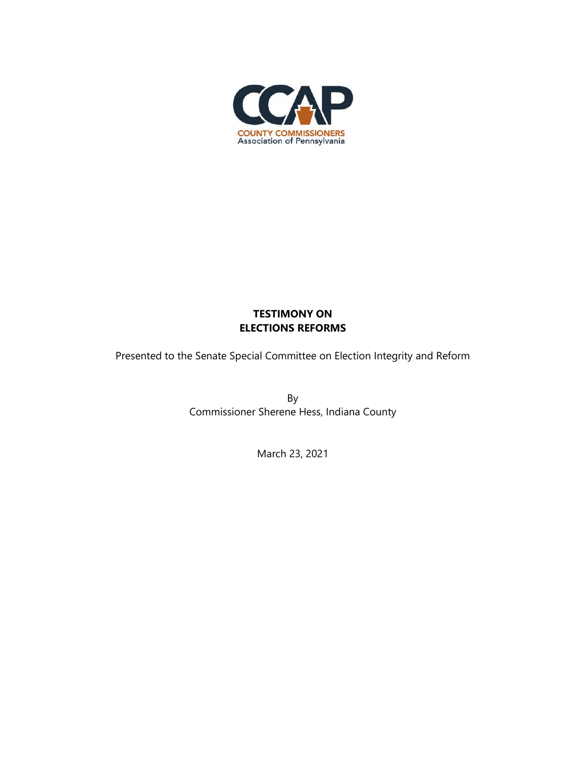CCAP

COUNTY COMMISSIONERS
Association of Pennsylvania

# TESTIMONY ON ELECTIONS REFORMS

Presented to the Senate Special Committee on Election Integrity and Reform

By
Commissioner Sherene Hess, Indiana County

March 23, 2021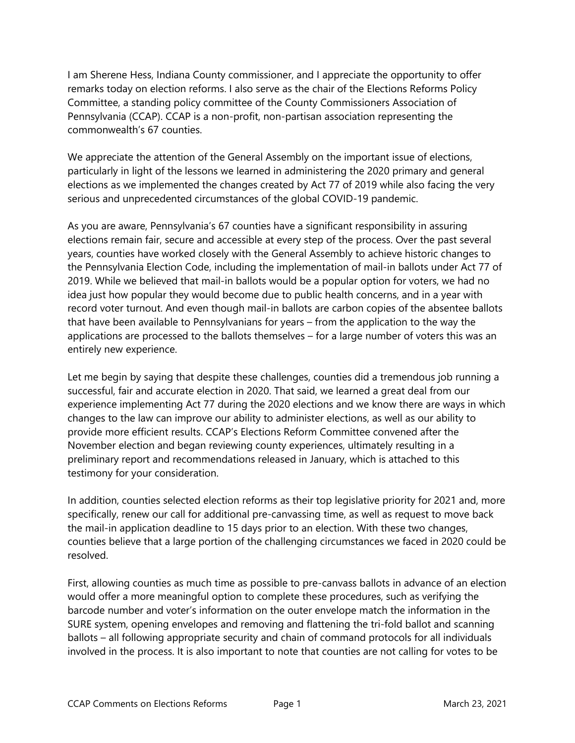I am Sherene Hess, Indiana County commissioner, and I appreciate the opportunity to offer remarks today on election reforms. I also serve as the chair of the Elections Reforms Policy Committee, a standing policy committee of the County Commissioners Association of Pennsylvania (CCAP). CCAP is a non-profit, non-partisan association representing the commonwealth's 67 counties.

We appreciate the attention of the General Assembly on the important issue of elections, particularly in light of the lessons we learned in administering the 2020 primary and general elections as we implemented the changes created by Act 77 of 2019 while also facing the very serious and unprecedented circumstances of the global COVID-19 pandemic.

As you are aware, Pennsylvania's 67 counties have a significant responsibility in assuring elections remain fair, secure and accessible at every step of the process. Over the past several years, counties have worked closely with the General Assembly to achieve historic changes to the Pennsylvania Election Code, including the implementation of mail-in ballots under Act 77 of 2019. While we believed that mail-in ballots would be a popular option for voters, we had no idea just how popular they would become due to public health concerns, and in a year with record voter turnout. And even though mail-in ballots are carbon copies of the absentee ballots that have been available to Pennsylvanians for years – from the application to the way the applications are processed to the ballots themselves – for a large number of voters this was an entirely new experience.

Let me begin by saying that despite these challenges, counties did a tremendous job running a successful, fair and accurate election in 2020. That said, we learned a great deal from our experience implementing Act 77 during the 2020 elections and we know there are ways in which changes to the law can improve our ability to administer elections, as well as our ability to provide more efficient results. CCAP's Elections Reform Committee convened after the November election and began reviewing county experiences, ultimately resulting in a preliminary report and recommendations released in January, which is attached to this testimony for your consideration.

In addition, counties selected election reforms as their top legislative priority for 2021 and, more specifically, renew our call for additional pre-canvassing time, as well as request to move back the mail-in application deadline to 15 days prior to an election. With these two changes, counties believe that a large portion of the challenging circumstances we faced in 2020 could be resolved.

First, allowing counties as much time as possible to pre-canvass ballots in advance of an election would offer a more meaningful option to complete these procedures, such as verifying the barcode number and voter's information on the outer envelope match the information in the SURE system, opening envelopes and removing and flattening the tri-fold ballot and scanning ballots – all following appropriate security and chain of command protocols for all individuals involved in the process. It is also important to note that counties are not calling for votes to be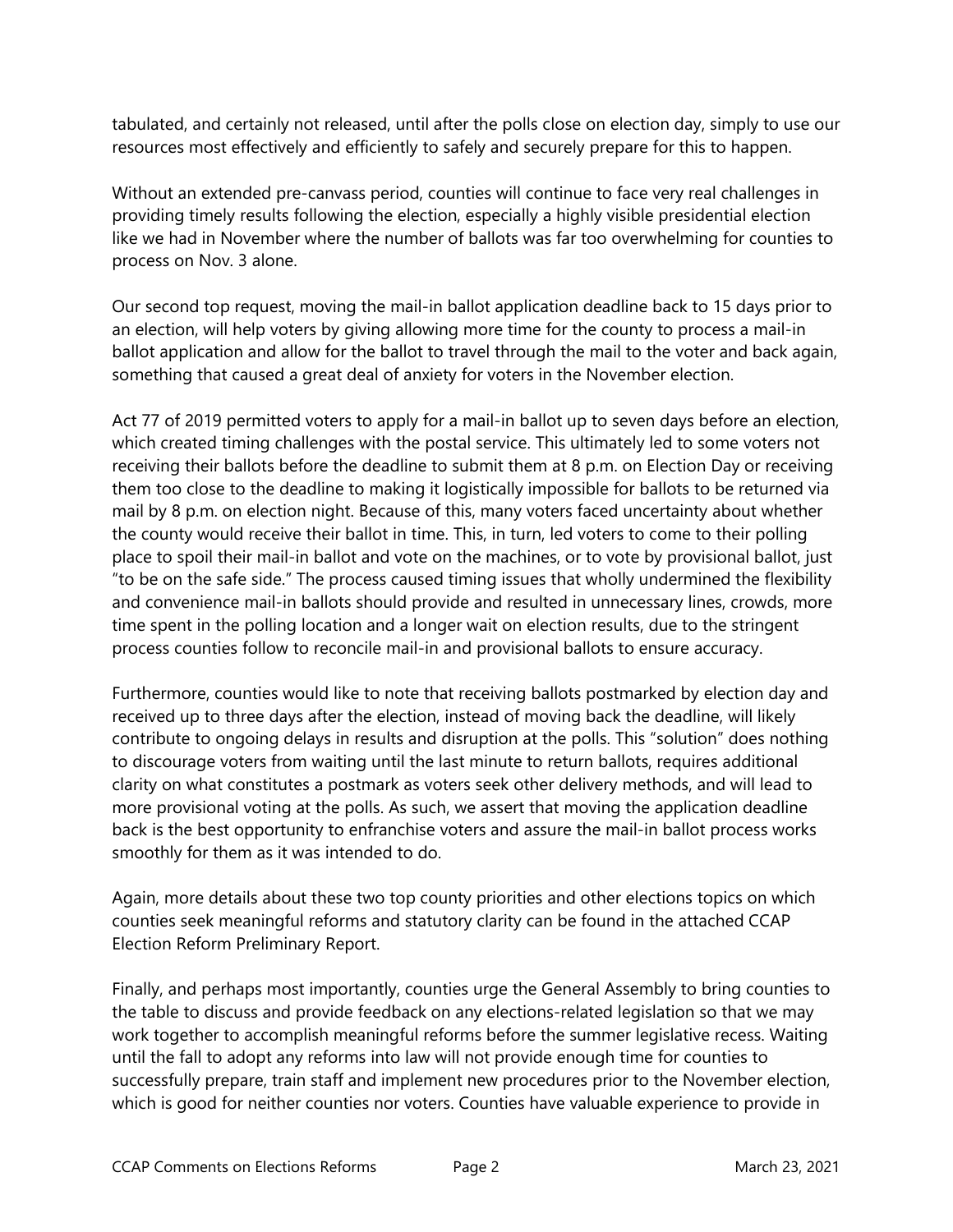tabulated, and certainly not released, until after the polls close on election day, simply to use our resources most effectively and efficiently to safely and securely prepare for this to happen.

Without an extended pre-canvass period, counties will continue to face very real challenges in providing timely results following the election, especially a highly visible presidential election like we had in November where the number of ballots was far too overwhelming for counties to process on Nov. 3 alone.

Our second top request, moving the mail-in ballot application deadline back to 15 days prior to an election, will help voters by giving allowing more time for the county to process a mail-in ballot application and allow for the ballot to travel through the mail to the voter and back again, something that caused a great deal of anxiety for voters in the November election.

Act 77 of 2019 permitted voters to apply for a mail-in ballot up to seven days before an election, which created timing challenges with the postal service. This ultimately led to some voters not receiving their ballots before the deadline to submit them at 8 p.m. on Election Day or receiving them too close to the deadline to making it logistically impossible for ballots to be returned via mail by 8 p.m. on election night. Because of this, many voters faced uncertainty about whether the county would receive their ballot in time. This, in turn, led voters to come to their polling place to spoil their mail-in ballot and vote on the machines, or to vote by provisional ballot, just "to be on the safe side." The process caused timing issues that wholly undermined the flexibility and convenience mail-in ballots should provide and resulted in unnecessary lines, crowds, more time spent in the polling location and a longer wait on election results, due to the stringent process counties follow to reconcile mail-in and provisional ballots to ensure accuracy.

Furthermore, counties would like to note that receiving ballots postmarked by election day and received up to three days after the election, instead of moving back the deadline, will likely contribute to ongoing delays in results and disruption at the polls. This "solution" does nothing to discourage voters from waiting until the last minute to return ballots, requires additional clarity on what constitutes a postmark as voters seek other delivery methods, and will lead to more provisional voting at the polls. As such, we assert that moving the application deadline back is the best opportunity to enfranchise voters and assure the mail-in ballot process works smoothly for them as it was intended to do.

Again, more details about these two top county priorities and other elections topics on which counties seek meaningful reforms and statutory clarity can be found in the attached CCAP Election Reform Preliminary Report.

Finally, and perhaps most importantly, counties urge the General Assembly to bring counties to the table to discuss and provide feedback on any elections-related legislation so that we may work together to accomplish meaningful reforms before the summer legislative recess. Waiting until the fall to adopt any reforms into law will not provide enough time for counties to successfully prepare, train staff and implement new procedures prior to the November election, which is good for neither counties nor voters. Counties have valuable experience to provide in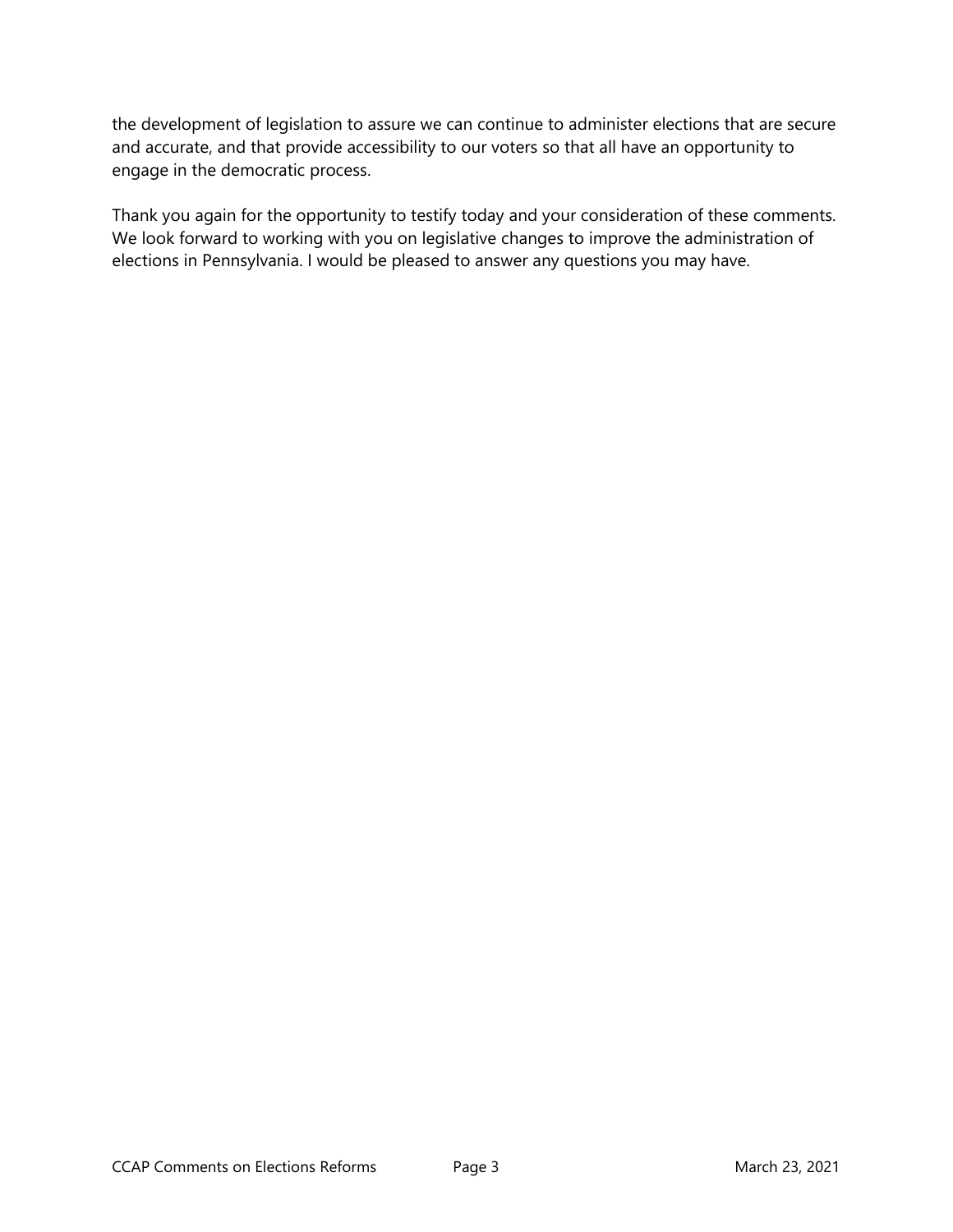the development of legislation to assure we can continue to administer elections that are secure and accurate, and that provide accessibility to our voters so that all have an opportunity to engage in the democratic process.

Thank you again for the opportunity to testify today and your consideration of these comments. We look forward to working with you on legislative changes to improve the administration of elections in Pennsylvania. I would be pleased to answer any questions you may have.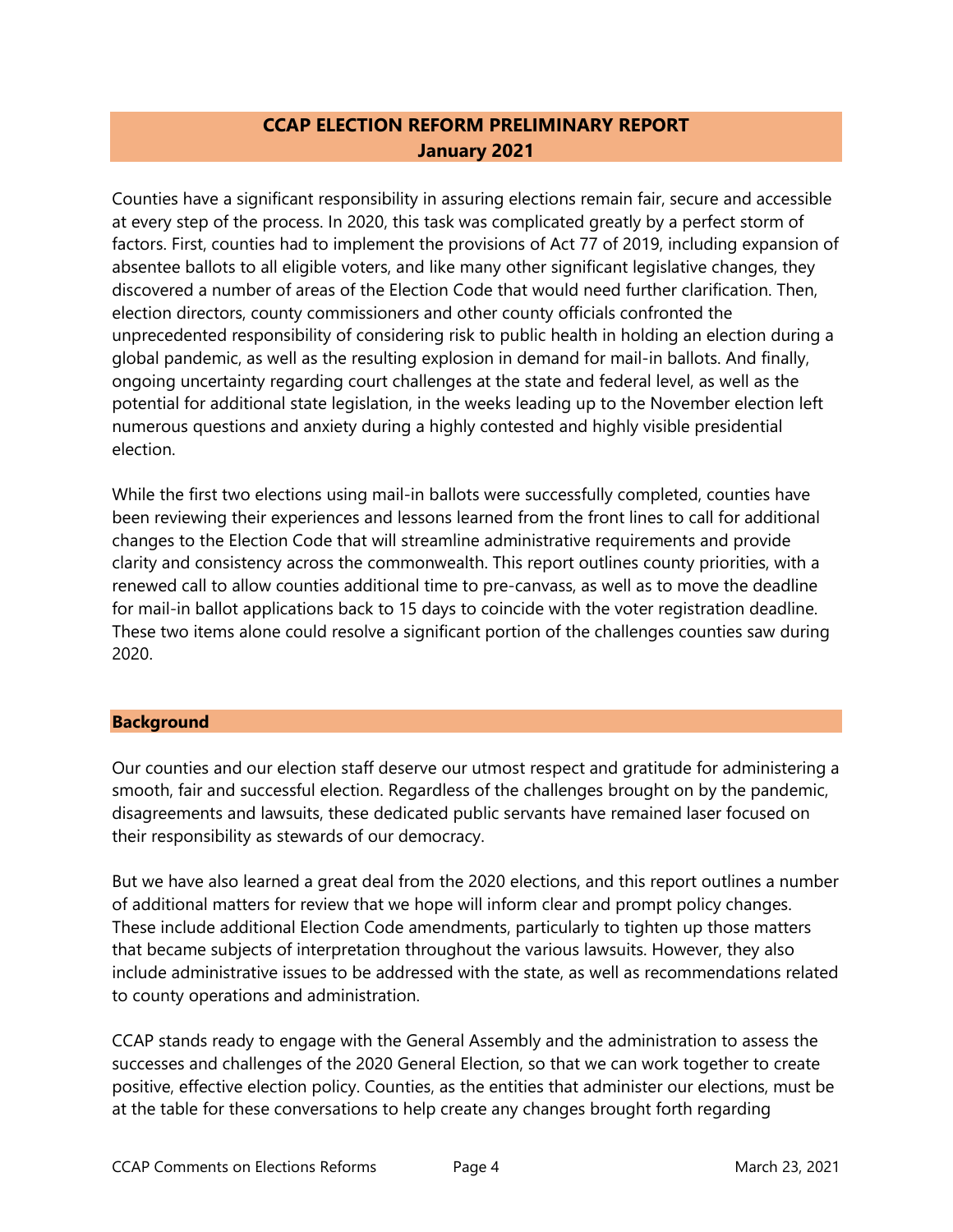## CCAP ELECTION REFORM PRELIMINARY REPORT
## January 2021

Counties have a significant responsibility in assuring elections remain fair, secure and accessible at every step of the process. In 2020, this task was complicated greatly by a perfect storm of factors. First, counties had to implement the provisions of Act 77 of 2019, including expansion of absentee ballots to all eligible voters, and like many other significant legislative changes, they discovered a number of areas of the Election Code that would need further clarification. Then, election directors, county commissioners and other county officials confronted the unprecedented responsibility of considering risk to public health in holding an election during a global pandemic, as well as the resulting explosion in demand for mail-in ballots. And finally, ongoing uncertainty regarding court challenges at the state and federal level, as well as the potential for additional state legislation, in the weeks leading up to the November election left numerous questions and anxiety during a highly contested and highly visible presidential election.

While the first two elections using mail-in ballots were successfully completed, counties have been reviewing their experiences and lessons learned from the front lines to call for additional changes to the Election Code that will streamline administrative requirements and provide clarity and consistency across the commonwealth. This report outlines county priorities, with a renewed call to allow counties additional time to pre-canvass, as well as to move the deadline for mail-in ballot applications back to 15 days to coincide with the voter registration deadline. These two items alone could resolve a significant portion of the challenges counties saw during 2020.

### Background

Our counties and our election staff deserve our utmost respect and gratitude for administering a smooth, fair and successful election. Regardless of the challenges brought on by the pandemic, disagreements and lawsuits, these dedicated public servants have remained laser focused on their responsibility as stewards of our democracy.

But we have also learned a great deal from the 2020 elections, and this report outlines a number of additional matters for review that we hope will inform clear and prompt policy changes. These include additional Election Code amendments, particularly to tighten up those matters that became subjects of interpretation throughout the various lawsuits. However, they also include administrative issues to be addressed with the state, as well as recommendations related to county operations and administration.

CCAP stands ready to engage with the General Assembly and the administration to assess the successes and challenges of the 2020 General Election, so that we can work together to create positive, effective election policy. Counties, as the entities that administer our elections, must be at the table for these conversations to help create any changes brought forth regarding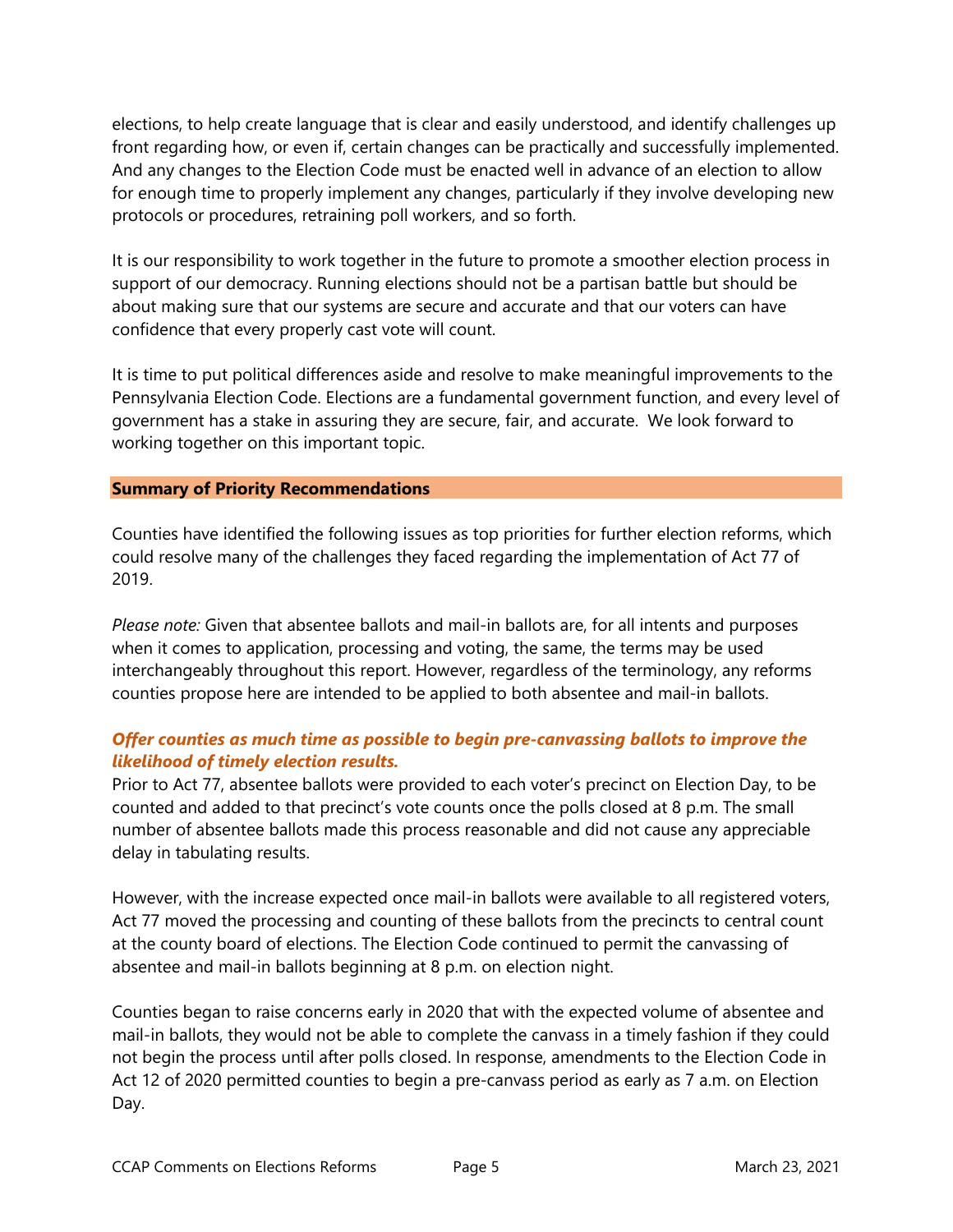elections, to help create language that is clear and easily understood, and identify challenges up front regarding how, or even if, certain changes can be practically and successfully implemented. And any changes to the Election Code must be enacted well in advance of an election to allow for enough time to properly implement any changes, particularly if they involve developing new protocols or procedures, retraining poll workers, and so forth.

It is our responsibility to work together in the future to promote a smoother election process in support of our democracy. Running elections should not be a partisan battle but should be about making sure that our systems are secure and accurate and that our voters can have confidence that every properly cast vote will count.

It is time to put political differences aside and resolve to make meaningful improvements to the Pennsylvania Election Code. Elections are a fundamental government function, and every level of government has a stake in assuring they are secure, fair, and accurate. We look forward to working together on this important topic.

## Summary of Priority Recommendations

Counties have identified the following issues as top priorities for further election reforms, which could resolve many of the challenges they faced regarding the implementation of Act 77 of 2019.

*Please note:* Given that absentee ballots and mail-in ballots are, for all intents and purposes when it comes to application, processing and voting, the same, the terms may be used interchangeably throughout this report. However, regardless of the terminology, any reforms counties propose here are intended to be applied to both absentee and mail-in ballots.

### *Offer counties as much time as possible to begin pre-canvassing ballots to improve the likelihood of timely election results.*

Prior to Act 77, absentee ballots were provided to each voter's precinct on Election Day, to be counted and added to that precinct's vote counts once the polls closed at 8 p.m. The small number of absentee ballots made this process reasonable and did not cause any appreciable delay in tabulating results.

However, with the increase expected once mail-in ballots were available to all registered voters, Act 77 moved the processing and counting of these ballots from the precincts to central count at the county board of elections. The Election Code continued to permit the canvassing of absentee and mail-in ballots beginning at 8 p.m. on election night.

Counties began to raise concerns early in 2020 that with the expected volume of absentee and mail-in ballots, they would not be able to complete the canvass in a timely fashion if they could not begin the process until after polls closed. In response, amendments to the Election Code in Act 12 of 2020 permitted counties to begin a pre-canvass period as early as 7 a.m. on Election Day.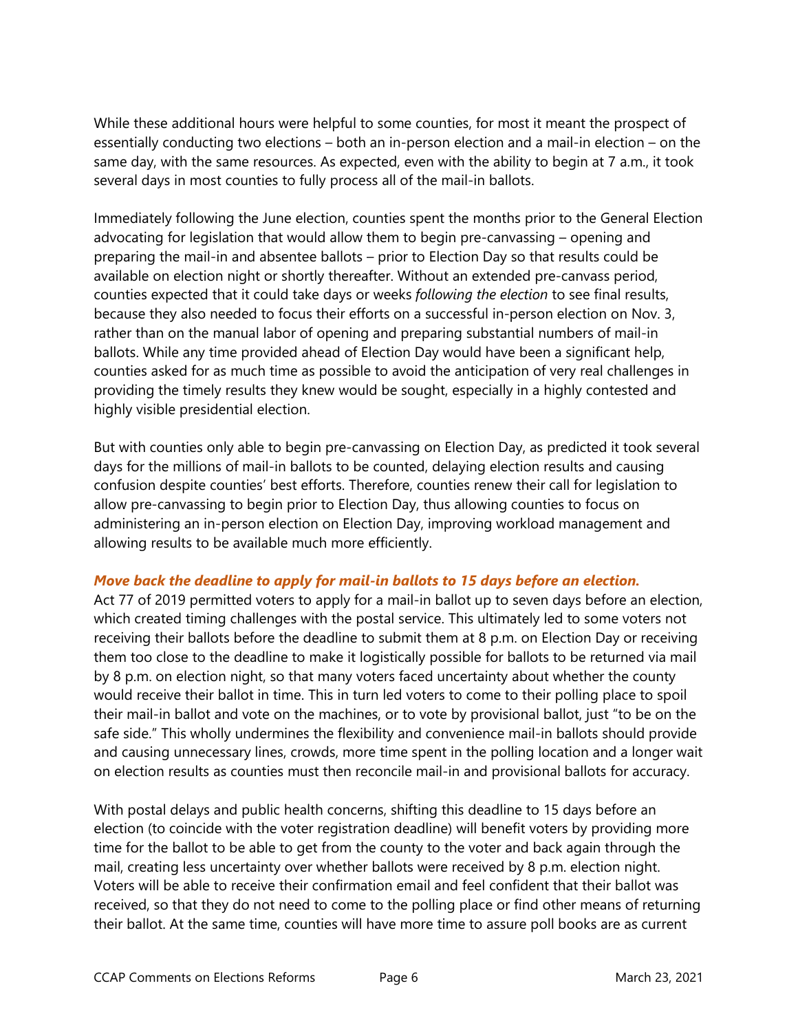While these additional hours were helpful to some counties, for most it meant the prospect of essentially conducting two elections – both an in-person election and a mail-in election – on the same day, with the same resources. As expected, even with the ability to begin at 7 a.m., it took several days in most counties to fully process all of the mail-in ballots.

Immediately following the June election, counties spent the months prior to the General Election advocating for legislation that would allow them to begin pre-canvassing – opening and preparing the mail-in and absentee ballots – prior to Election Day so that results could be available on election night or shortly thereafter. Without an extended pre-canvass period, counties expected that it could take days or weeks *following the election* to see final results, because they also needed to focus their efforts on a successful in-person election on Nov. 3, rather than on the manual labor of opening and preparing substantial numbers of mail-in ballots. While any time provided ahead of Election Day would have been a significant help, counties asked for as much time as possible to avoid the anticipation of very real challenges in providing the timely results they knew would be sought, especially in a highly contested and highly visible presidential election.

But with counties only able to begin pre-canvassing on Election Day, as predicted it took several days for the millions of mail-in ballots to be counted, delaying election results and causing confusion despite counties' best efforts. Therefore, counties renew their call for legislation to allow pre-canvassing to begin prior to Election Day, thus allowing counties to focus on administering an in-person election on Election Day, improving workload management and allowing results to be available much more efficiently.

***Move back the deadline to apply for mail-in ballots to 15 days before an election.***

Act 77 of 2019 permitted voters to apply for a mail-in ballot up to seven days before an election, which created timing challenges with the postal service. This ultimately led to some voters not receiving their ballots before the deadline to submit them at 8 p.m. on Election Day or receiving them too close to the deadline to make it logistically possible for ballots to be returned via mail by 8 p.m. on election night, so that many voters faced uncertainty about whether the county would receive their ballot in time. This in turn led voters to come to their polling place to spoil their mail-in ballot and vote on the machines, or to vote by provisional ballot, just "to be on the safe side." This wholly undermines the flexibility and convenience mail-in ballots should provide and causing unnecessary lines, crowds, more time spent in the polling location and a longer wait on election results as counties must then reconcile mail-in and provisional ballots for accuracy.

With postal delays and public health concerns, shifting this deadline to 15 days before an election (to coincide with the voter registration deadline) will benefit voters by providing more time for the ballot to be able to get from the county to the voter and back again through the mail, creating less uncertainty over whether ballots were received by 8 p.m. election night. Voters will be able to receive their confirmation email and feel confident that their ballot was received, so that they do not need to come to the polling place or find other means of returning their ballot. At the same time, counties will have more time to assure poll books are as current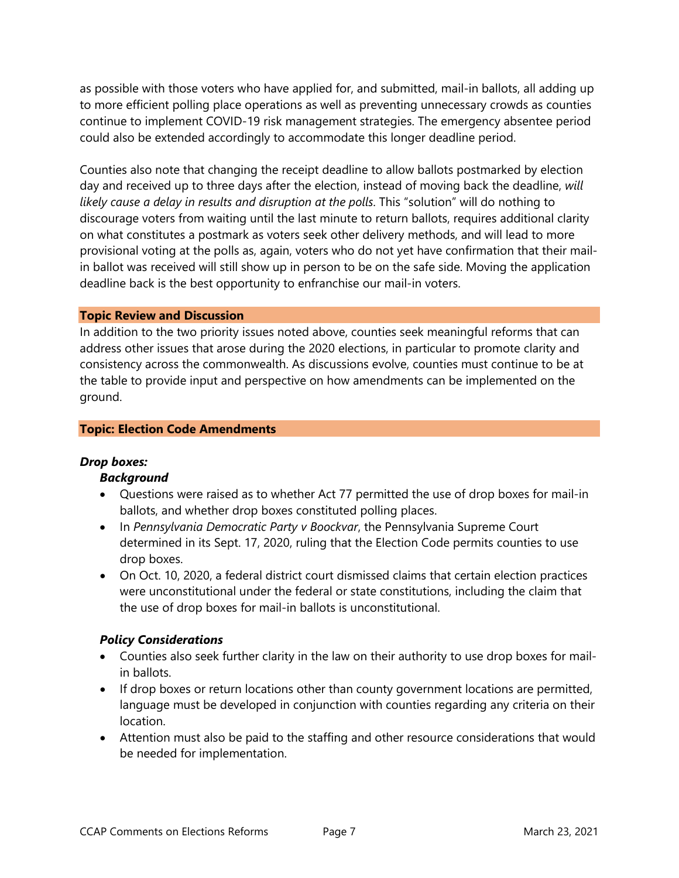as possible with those voters who have applied for, and submitted, mail-in ballots, all adding up to more efficient polling place operations as well as preventing unnecessary crowds as counties continue to implement COVID-19 risk management strategies. The emergency absentee period could also be extended accordingly to accommodate this longer deadline period.

Counties also note that changing the receipt deadline to allow ballots postmarked by election day and received up to three days after the election, instead of moving back the deadline, *will likely cause a delay in results and disruption at the polls*. This "solution" will do nothing to discourage voters from waiting until the last minute to return ballots, requires additional clarity on what constitutes a postmark as voters seek other delivery methods, and will lead to more provisional voting at the polls as, again, voters who do not yet have confirmation that their mail-in ballot was received will still show up in person to be on the safe side. Moving the application deadline back is the best opportunity to enfranchise our mail-in voters.

## Topic Review and Discussion

In addition to the two priority issues noted above, counties seek meaningful reforms that can address other issues that arose during the 2020 elections, in particular to promote clarity and consistency across the commonwealth. As discussions evolve, counties must continue to be at the table to provide input and perspective on how amendments can be implemented on the ground.

## Topic: Election Code Amendments

### *Drop boxes:*

#### *Background*

- Questions were raised as to whether Act 77 permitted the use of drop boxes for mail-in ballots, and whether drop boxes constituted polling places.
- In *Pennsylvania Democratic Party v Boockvar*, the Pennsylvania Supreme Court determined in its Sept. 17, 2020, ruling that the Election Code permits counties to use drop boxes.
- On Oct. 10, 2020, a federal district court dismissed claims that certain election practices were unconstitutional under the federal or state constitutions, including the claim that the use of drop boxes for mail-in ballots is unconstitutional.

#### *Policy Considerations*

- Counties also seek further clarity in the law on their authority to use drop boxes for mail-in ballots.
- If drop boxes or return locations other than county government locations are permitted, language must be developed in conjunction with counties regarding any criteria on their location.
- Attention must also be paid to the staffing and other resource considerations that would be needed for implementation.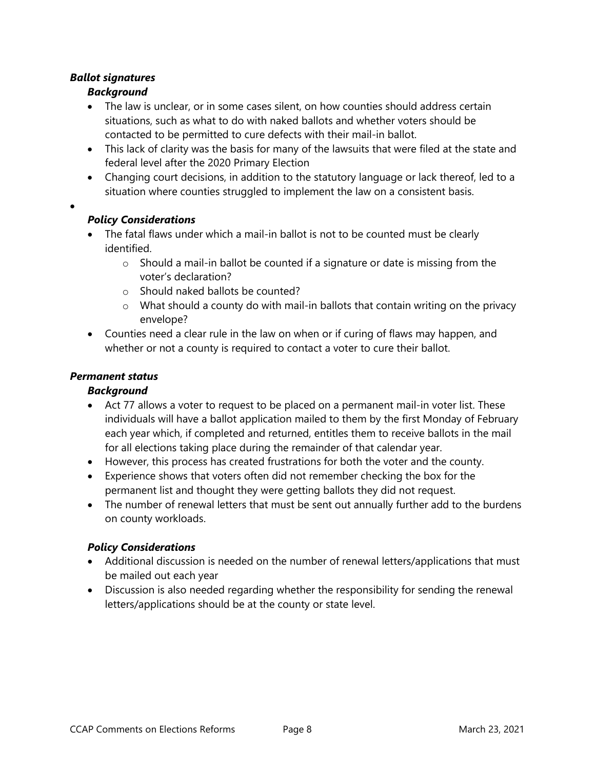### ***Ballot signatures***

#### ***Background***

- The law is unclear, or in some cases silent, on how counties should address certain situations, such as what to do with naked ballots and whether voters should be contacted to be permitted to cure defects with their mail-in ballot.
- This lack of clarity was the basis for many of the lawsuits that were filed at the state and federal level after the 2020 Primary Election
- Changing court decisions, in addition to the statutory language or lack thereof, led to a situation where counties struggled to implement the law on a consistent basis.

#### ***Policy Considerations***

- The fatal flaws under which a mail-in ballot is not to be counted must be clearly identified.
  - Should a mail-in ballot be counted if a signature or date is missing from the voter's declaration?
  - Should naked ballots be counted?
  - What should a county do with mail-in ballots that contain writing on the privacy envelope?
- Counties need a clear rule in the law on when or if curing of flaws may happen, and whether or not a county is required to contact a voter to cure their ballot.

### ***Permanent status***

#### ***Background***

- Act 77 allows a voter to request to be placed on a permanent mail-in voter list. These individuals will have a ballot application mailed to them by the first Monday of February each year which, if completed and returned, entitles them to receive ballots in the mail for all elections taking place during the remainder of that calendar year.
- However, this process has created frustrations for both the voter and the county.
- Experience shows that voters often did not remember checking the box for the permanent list and thought they were getting ballots they did not request.
- The number of renewal letters that must be sent out annually further add to the burdens on county workloads.

#### ***Policy Considerations***

- Additional discussion is needed on the number of renewal letters/applications that must be mailed out each year
- Discussion is also needed regarding whether the responsibility for sending the renewal letters/applications should be at the county or state level.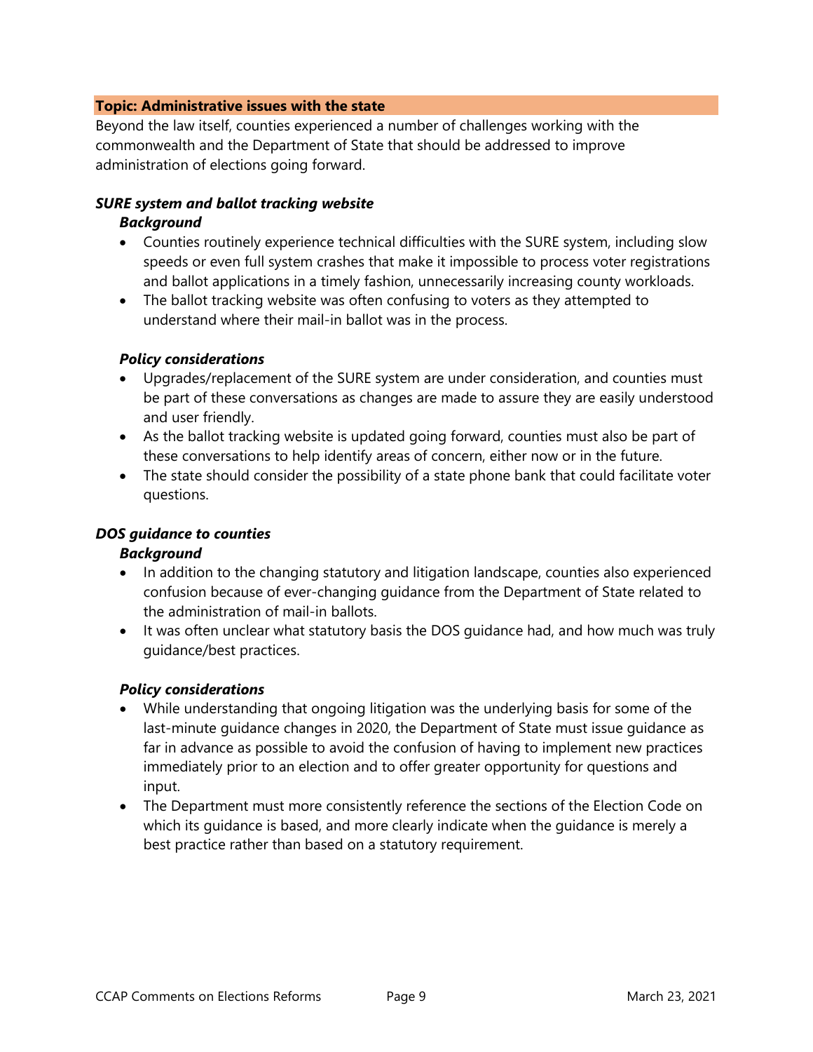**Topic: Administrative issues with the state**

Beyond the law itself, counties experienced a number of challenges working with the commonwealth and the Department of State that should be addressed to improve administration of elections going forward.

***SURE system and ballot tracking website***

***Background***

- Counties routinely experience technical difficulties with the SURE system, including slow speeds or even full system crashes that make it impossible to process voter registrations and ballot applications in a timely fashion, unnecessarily increasing county workloads.
- The ballot tracking website was often confusing to voters as they attempted to understand where their mail-in ballot was in the process.

***Policy considerations***

- Upgrades/replacement of the SURE system are under consideration, and counties must be part of these conversations as changes are made to assure they are easily understood and user friendly.
- As the ballot tracking website is updated going forward, counties must also be part of these conversations to help identify areas of concern, either now or in the future.
- The state should consider the possibility of a state phone bank that could facilitate voter questions.

***DOS guidance to counties***

***Background***

- In addition to the changing statutory and litigation landscape, counties also experienced confusion because of ever-changing guidance from the Department of State related to the administration of mail-in ballots.
- It was often unclear what statutory basis the DOS guidance had, and how much was truly guidance/best practices.

***Policy considerations***

- While understanding that ongoing litigation was the underlying basis for some of the last-minute guidance changes in 2020, the Department of State must issue guidance as far in advance as possible to avoid the confusion of having to implement new practices immediately prior to an election and to offer greater opportunity for questions and input.
- The Department must more consistently reference the sections of the Election Code on which its guidance is based, and more clearly indicate when the guidance is merely a best practice rather than based on a statutory requirement.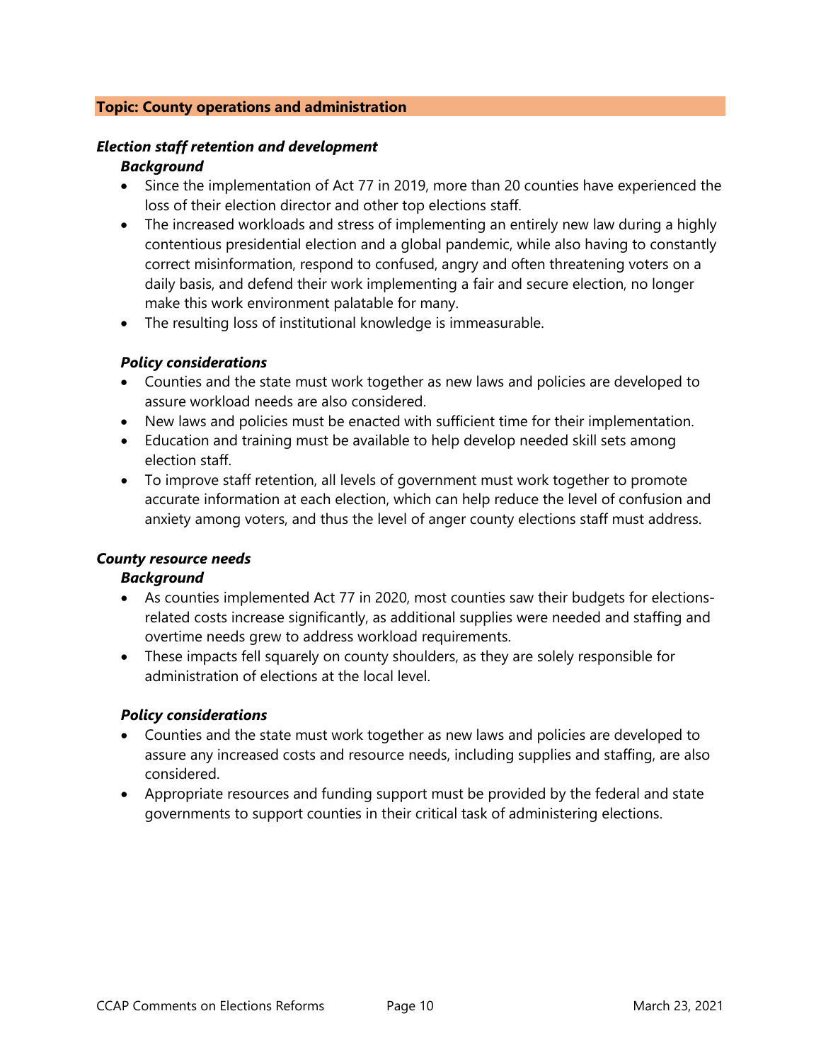**Topic: County operations and administration**

### *Election staff retention and development*

#### *Background*

- Since the implementation of Act 77 in 2019, more than 20 counties have experienced the loss of their election director and other top elections staff.
- The increased workloads and stress of implementing an entirely new law during a highly contentious presidential election and a global pandemic, while also having to constantly correct misinformation, respond to confused, angry and often threatening voters on a daily basis, and defend their work implementing a fair and secure election, no longer make this work environment palatable for many.
- The resulting loss of institutional knowledge is immeasurable.

#### *Policy considerations*

- Counties and the state must work together as new laws and policies are developed to assure workload needs are also considered.
- New laws and policies must be enacted with sufficient time for their implementation.
- Education and training must be available to help develop needed skill sets among election staff.
- To improve staff retention, all levels of government must work together to promote accurate information at each election, which can help reduce the level of confusion and anxiety among voters, and thus the level of anger county elections staff must address.

### *County resource needs*

#### *Background*

- As counties implemented Act 77 in 2020, most counties saw their budgets for elections-related costs increase significantly, as additional supplies were needed and staffing and overtime needs grew to address workload requirements.
- These impacts fell squarely on county shoulders, as they are solely responsible for administration of elections at the local level.

#### *Policy considerations*

- Counties and the state must work together as new laws and policies are developed to assure any increased costs and resource needs, including supplies and staffing, are also considered.
- Appropriate resources and funding support must be provided by the federal and state governments to support counties in their critical task of administering elections.